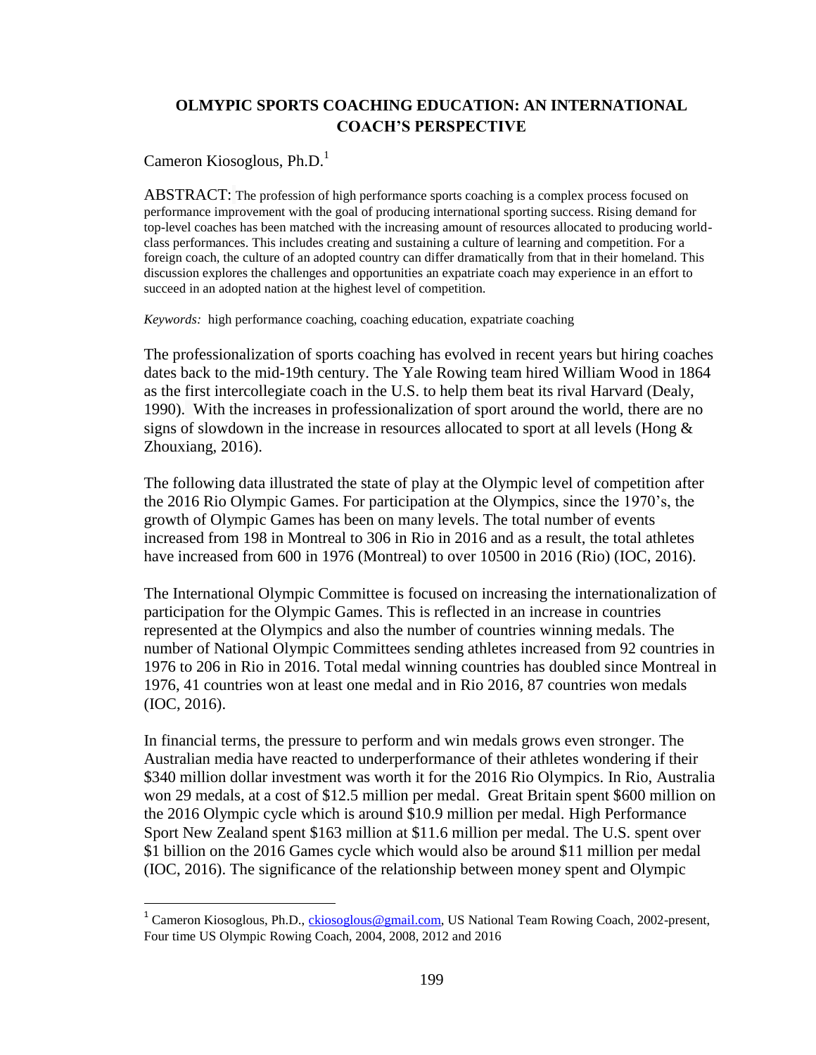## OLMYPIC SPORTS COACHING EDUCATION: AN INTERNATIONAL COACH'S PERSPECTIVE

Cameron Kiosoglous, Ph.D.[1]

ABSTRACT: The profession of high performance sports coaching is a complex process focused on performance improvement with the goal of producing international sporting success. Rising demand for top-level coaches has been matched with the increasing amount of resources allocated to producing world-class performances. This includes creating and sustaining a culture of learning and competition. For a foreign coach, the culture of an adopted country can differ dramatically from that in their homeland. This discussion explores the challenges and opportunities an expatriate coach may experience in an effort to succeed in an adopted nation at the highest level of competition.

*Keywords:* high performance coaching, coaching education, expatriate coaching

The professionalization of sports coaching has evolved in recent years but hiring coaches dates back to the mid-19th century. The Yale Rowing team hired William Wood in 1864 as the first intercollegiate coach in the U.S. to help them beat its rival Harvard (Dealy, 1990). With the increases in professionalization of sport around the world, there are no signs of slowdown in the increase in resources allocated to sport at all levels (Hong & Zhouxiang, 2016).

The following data illustrated the state of play at the Olympic level of competition after the 2016 Rio Olympic Games. For participation at the Olympics, since the 1970's, the growth of Olympic Games has been on many levels. The total number of events increased from 198 in Montreal to 306 in Rio in 2016 and as a result, the total athletes have increased from 600 in 1976 (Montreal) to over 10500 in 2016 (Rio) (IOC, 2016).

The International Olympic Committee is focused on increasing the internationalization of participation for the Olympic Games. This is reflected in an increase in countries represented at the Olympics and also the number of countries winning medals. The number of National Olympic Committees sending athletes increased from 92 countries in 1976 to 206 in Rio in 2016. Total medal winning countries has doubled since Montreal in 1976, 41 countries won at least one medal and in Rio 2016, 87 countries won medals (IOC, 2016).

In financial terms, the pressure to perform and win medals grows even stronger. The Australian media have reacted to underperformance of their athletes wondering if their $340 million dollar investment was worth it for the 2016 Rio Olympics. In Rio, Australia won 29 medals, at a cost of $12.5 million per medal. Great Britain spent $600 million on the 2016 Olympic cycle which is around $10.9 million per medal. High Performance Sport New Zealand spent $163 million at $11.6 million per medal. The U.S. spent over $1 billion on the 2016 Games cycle which would also be around $11 million per medal (IOC, 2016). The significance of the relationship between money spent and Olympic

[1] Cameron Kiosoglous, Ph.D., ckiosoglous@gmail.com, US National Team Rowing Coach, 2002-present, Four time US Olympic Rowing Coach, 2004, 2008, 2012 and 2016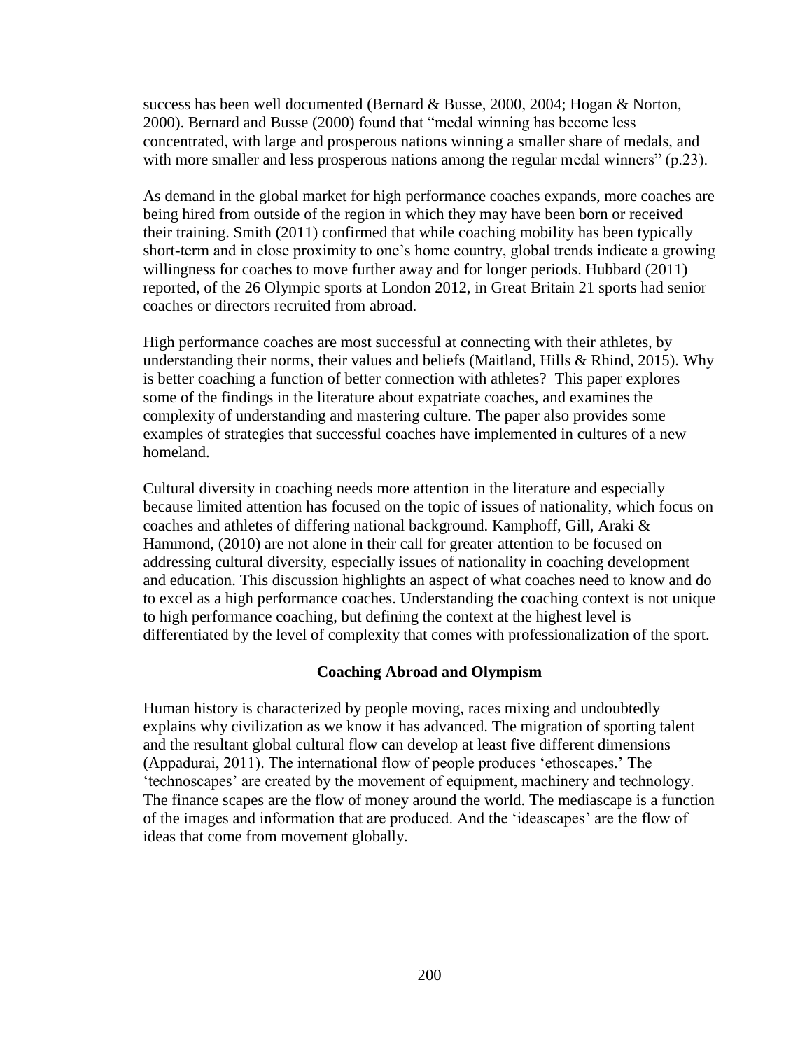success has been well documented (Bernard & Busse, 2000, 2004; Hogan & Norton, 2000). Bernard and Busse (2000) found that "medal winning has become less concentrated, with large and prosperous nations winning a smaller share of medals, and with more smaller and less prosperous nations among the regular medal winners" (p.23).

As demand in the global market for high performance coaches expands, more coaches are being hired from outside of the region in which they may have been born or received their training. Smith (2011) confirmed that while coaching mobility has been typically short-term and in close proximity to one's home country, global trends indicate a growing willingness for coaches to move further away and for longer periods. Hubbard (2011) reported, of the 26 Olympic sports at London 2012, in Great Britain 21 sports had senior coaches or directors recruited from abroad.

High performance coaches are most successful at connecting with their athletes, by understanding their norms, their values and beliefs (Maitland, Hills & Rhind, 2015). Why is better coaching a function of better connection with athletes? This paper explores some of the findings in the literature about expatriate coaches, and examines the complexity of understanding and mastering culture. The paper also provides some examples of strategies that successful coaches have implemented in cultures of a new homeland.

Cultural diversity in coaching needs more attention in the literature and especially because limited attention has focused on the topic of issues of nationality, which focus on coaches and athletes of differing national background. Kamphoff, Gill, Araki & Hammond, (2010) are not alone in their call for greater attention to be focused on addressing cultural diversity, especially issues of nationality in coaching development and education. This discussion highlights an aspect of what coaches need to know and do to excel as a high performance coaches. Understanding the coaching context is not unique to high performance coaching, but defining the context at the highest level is differentiated by the level of complexity that comes with professionalization of the sport.

## Coaching Abroad and Olympism

Human history is characterized by people moving, races mixing and undoubtedly explains why civilization as we know it has advanced. The migration of sporting talent and the resultant global cultural flow can develop at least five different dimensions (Appadurai, 2011). The international flow of people produces 'ethoscapes.' The 'technoscapes' are created by the movement of equipment, machinery and technology. The finance scapes are the flow of money around the world. The mediascape is a function of the images and information that are produced. And the 'ideascapes' are the flow of ideas that come from movement globally.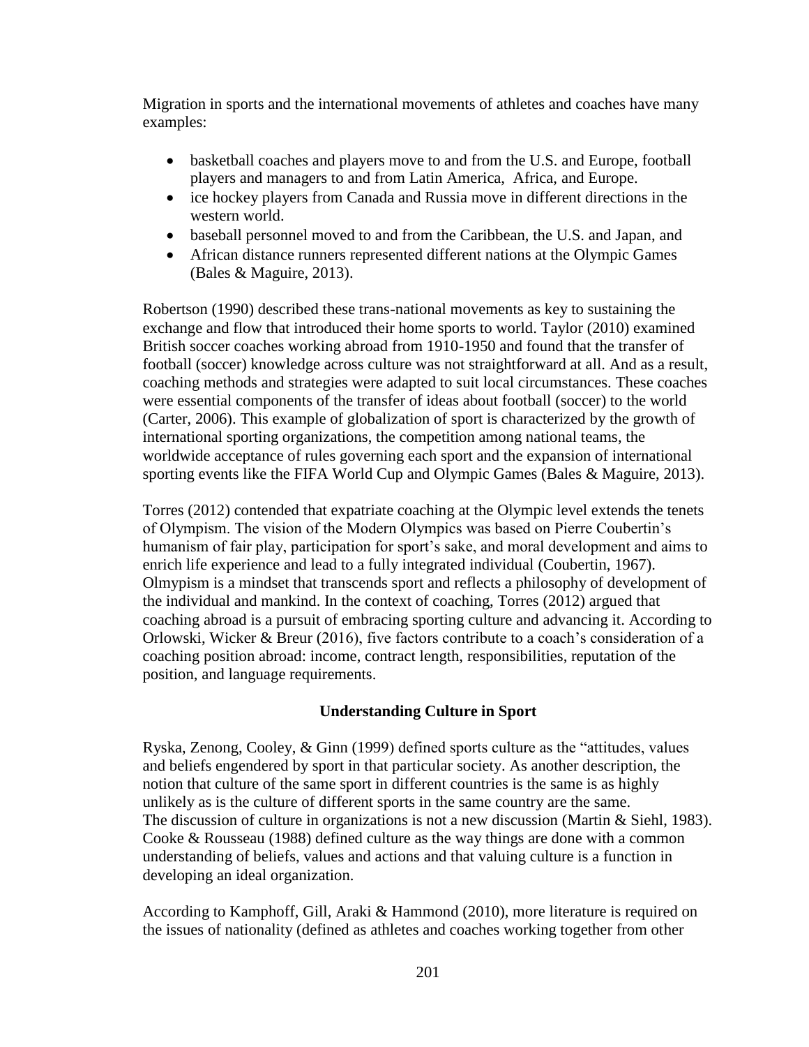Migration in sports and the international movements of athletes and coaches have many examples:

- basketball coaches and players move to and from the U.S. and Europe, football players and managers to and from Latin America, Africa, and Europe.
- ice hockey players from Canada and Russia move in different directions in the western world.
- baseball personnel moved to and from the Caribbean, the U.S. and Japan, and
- African distance runners represented different nations at the Olympic Games (Bales & Maguire, 2013).

Robertson (1990) described these trans-national movements as key to sustaining the exchange and flow that introduced their home sports to world. Taylor (2010) examined British soccer coaches working abroad from 1910-1950 and found that the transfer of football (soccer) knowledge across culture was not straightforward at all. And as a result, coaching methods and strategies were adapted to suit local circumstances. These coaches were essential components of the transfer of ideas about football (soccer) to the world (Carter, 2006). This example of globalization of sport is characterized by the growth of international sporting organizations, the competition among national teams, the worldwide acceptance of rules governing each sport and the expansion of international sporting events like the FIFA World Cup and Olympic Games (Bales & Maguire, 2013).

Torres (2012) contended that expatriate coaching at the Olympic level extends the tenets of Olympism. The vision of the Modern Olympics was based on Pierre Coubertin's humanism of fair play, participation for sport's sake, and moral development and aims to enrich life experience and lead to a fully integrated individual (Coubertin, 1967). Olmypism is a mindset that transcends sport and reflects a philosophy of development of the individual and mankind. In the context of coaching, Torres (2012) argued that coaching abroad is a pursuit of embracing sporting culture and advancing it. According to Orlowski, Wicker & Breur (2016), five factors contribute to a coach's consideration of a coaching position abroad: income, contract length, responsibilities, reputation of the position, and language requirements.

## Understanding Culture in Sport

Ryska, Zenong, Cooley, & Ginn (1999) defined sports culture as the "attitudes, values and beliefs engendered by sport in that particular society. As another description, the notion that culture of the same sport in different countries is the same is as highly unlikely as is the culture of different sports in the same country are the same.
The discussion of culture in organizations is not a new discussion (Martin & Siehl, 1983). Cooke & Rousseau (1988) defined culture as the way things are done with a common understanding of beliefs, values and actions and that valuing culture is a function in developing an ideal organization.

According to Kamphoff, Gill, Araki & Hammond (2010), more literature is required on the issues of nationality (defined as athletes and coaches working together from other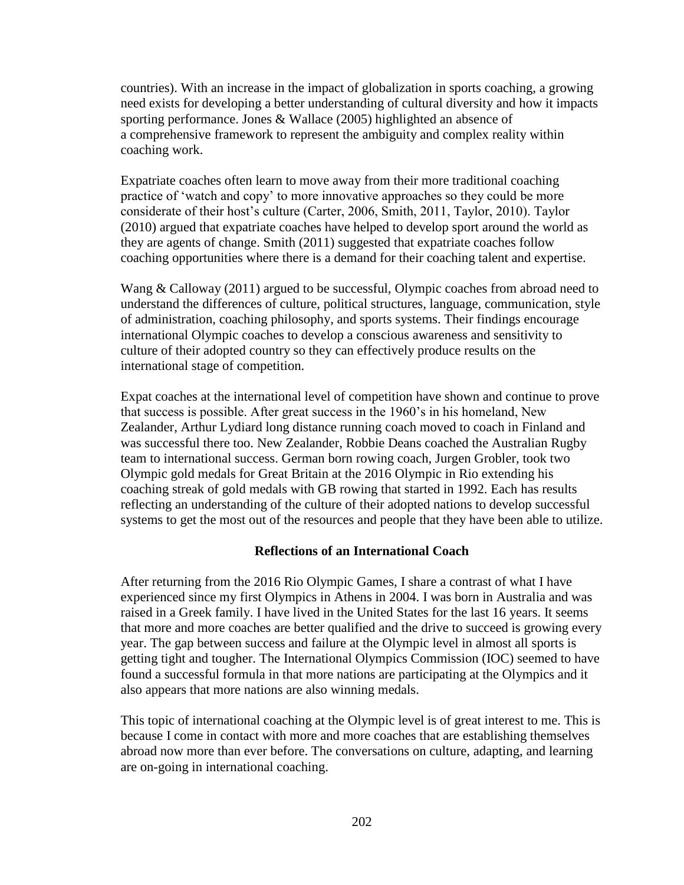countries). With an increase in the impact of globalization in sports coaching, a growing need exists for developing a better understanding of cultural diversity and how it impacts sporting performance. Jones & Wallace (2005) highlighted an absence of a comprehensive framework to represent the ambiguity and complex reality within coaching work.

Expatriate coaches often learn to move away from their more traditional coaching practice of 'watch and copy' to more innovative approaches so they could be more considerate of their host's culture (Carter, 2006, Smith, 2011, Taylor, 2010). Taylor (2010) argued that expatriate coaches have helped to develop sport around the world as they are agents of change. Smith (2011) suggested that expatriate coaches follow coaching opportunities where there is a demand for their coaching talent and expertise.

Wang & Calloway (2011) argued to be successful, Olympic coaches from abroad need to understand the differences of culture, political structures, language, communication, style of administration, coaching philosophy, and sports systems. Their findings encourage international Olympic coaches to develop a conscious awareness and sensitivity to culture of their adopted country so they can effectively produce results on the international stage of competition.

Expat coaches at the international level of competition have shown and continue to prove that success is possible. After great success in the 1960's in his homeland, New Zealander, Arthur Lydiard long distance running coach moved to coach in Finland and was successful there too. New Zealander, Robbie Deans coached the Australian Rugby team to international success. German born rowing coach, Jurgen Grobler, took two Olympic gold medals for Great Britain at the 2016 Olympic in Rio extending his coaching streak of gold medals with GB rowing that started in 1992. Each has results reflecting an understanding of the culture of their adopted nations to develop successful systems to get the most out of the resources and people that they have been able to utilize.

## Reflections of an International Coach

After returning from the 2016 Rio Olympic Games, I share a contrast of what I have experienced since my first Olympics in Athens in 2004. I was born in Australia and was raised in a Greek family. I have lived in the United States for the last 16 years. It seems that more and more coaches are better qualified and the drive to succeed is growing every year. The gap between success and failure at the Olympic level in almost all sports is getting tight and tougher. The International Olympics Commission (IOC) seemed to have found a successful formula in that more nations are participating at the Olympics and it also appears that more nations are also winning medals.

This topic of international coaching at the Olympic level is of great interest to me. This is because I come in contact with more and more coaches that are establishing themselves abroad now more than ever before. The conversations on culture, adapting, and learning are on-going in international coaching.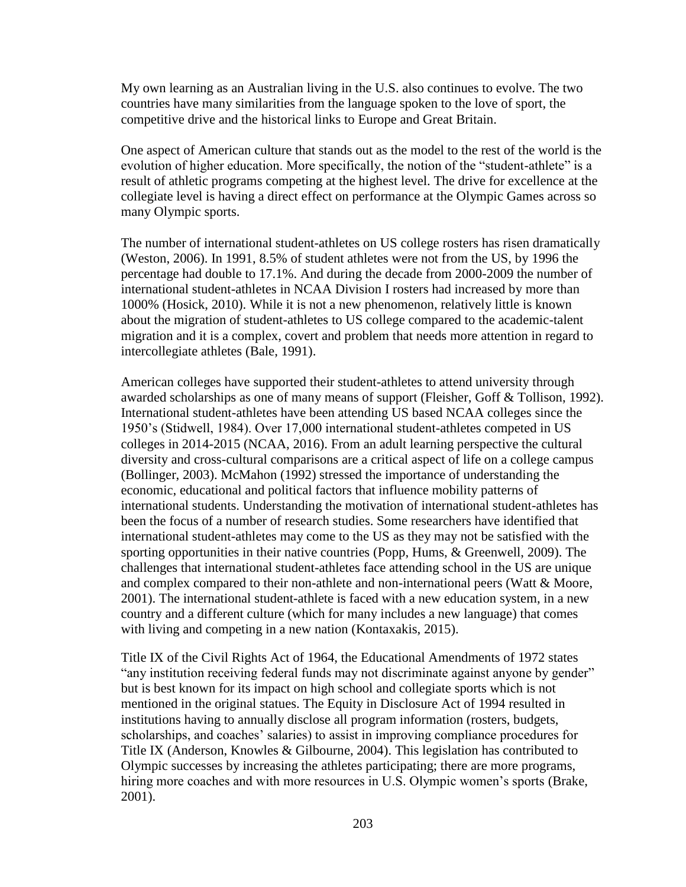My own learning as an Australian living in the U.S. also continues to evolve. The two countries have many similarities from the language spoken to the love of sport, the competitive drive and the historical links to Europe and Great Britain.

One aspect of American culture that stands out as the model to the rest of the world is the evolution of higher education. More specifically, the notion of the "student-athlete" is a result of athletic programs competing at the highest level. The drive for excellence at the collegiate level is having a direct effect on performance at the Olympic Games across so many Olympic sports.

The number of international student-athletes on US college rosters has risen dramatically (Weston, 2006). In 1991, 8.5% of student athletes were not from the US, by 1996 the percentage had double to 17.1%. And during the decade from 2000-2009 the number of international student-athletes in NCAA Division I rosters had increased by more than 1000% (Hosick, 2010). While it is not a new phenomenon, relatively little is known about the migration of student-athletes to US college compared to the academic-talent migration and it is a complex, covert and problem that needs more attention in regard to intercollegiate athletes (Bale, 1991).

American colleges have supported their student-athletes to attend university through awarded scholarships as one of many means of support (Fleisher, Goff & Tollison, 1992). International student-athletes have been attending US based NCAA colleges since the 1950's (Stidwell, 1984). Over 17,000 international student-athletes competed in US colleges in 2014-2015 (NCAA, 2016). From an adult learning perspective the cultural diversity and cross-cultural comparisons are a critical aspect of life on a college campus (Bollinger, 2003). McMahon (1992) stressed the importance of understanding the economic, educational and political factors that influence mobility patterns of international students. Understanding the motivation of international student-athletes has been the focus of a number of research studies. Some researchers have identified that international student-athletes may come to the US as they may not be satisfied with the sporting opportunities in their native countries (Popp, Hums, & Greenwell, 2009). The challenges that international student-athletes face attending school in the US are unique and complex compared to their non-athlete and non-international peers (Watt & Moore, 2001). The international student-athlete is faced with a new education system, in a new country and a different culture (which for many includes a new language) that comes with living and competing in a new nation (Kontaxakis, 2015).

Title IX of the Civil Rights Act of 1964, the Educational Amendments of 1972 states "any institution receiving federal funds may not discriminate against anyone by gender" but is best known for its impact on high school and collegiate sports which is not mentioned in the original statues. The Equity in Disclosure Act of 1994 resulted in institutions having to annually disclose all program information (rosters, budgets, scholarships, and coaches' salaries) to assist in improving compliance procedures for Title IX (Anderson, Knowles & Gilbourne, 2004). This legislation has contributed to Olympic successes by increasing the athletes participating; there are more programs, hiring more coaches and with more resources in U.S. Olympic women's sports (Brake, 2001).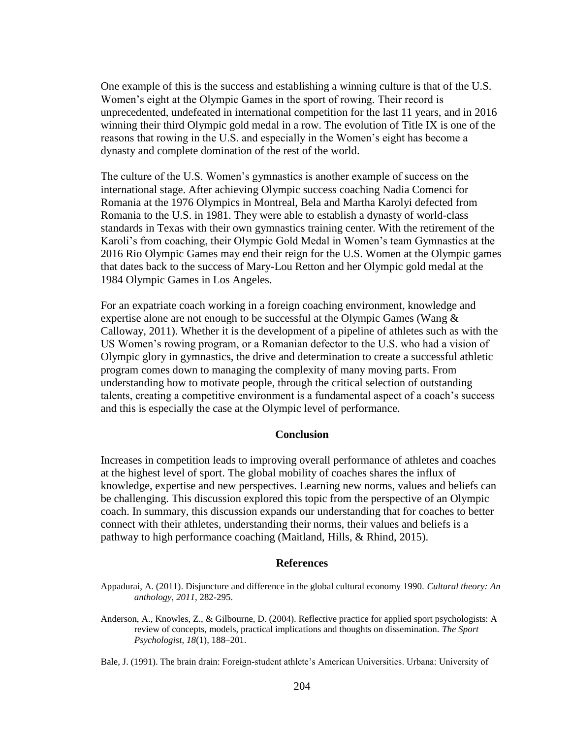One example of this is the success and establishing a winning culture is that of the U.S. Women's eight at the Olympic Games in the sport of rowing. Their record is unprecedented, undefeated in international competition for the last 11 years, and in 2016 winning their third Olympic gold medal in a row. The evolution of Title IX is one of the reasons that rowing in the U.S. and especially in the Women's eight has become a dynasty and complete domination of the rest of the world.

The culture of the U.S. Women's gymnastics is another example of success on the international stage. After achieving Olympic success coaching Nadia Comenci for Romania at the 1976 Olympics in Montreal, Bela and Martha Karolyi defected from Romania to the U.S. in 1981. They were able to establish a dynasty of world-class standards in Texas with their own gymnastics training center. With the retirement of the Karoli's from coaching, their Olympic Gold Medal in Women's team Gymnastics at the 2016 Rio Olympic Games may end their reign for the U.S. Women at the Olympic games that dates back to the success of Mary-Lou Retton and her Olympic gold medal at the 1984 Olympic Games in Los Angeles.

For an expatriate coach working in a foreign coaching environment, knowledge and expertise alone are not enough to be successful at the Olympic Games (Wang & Calloway, 2011). Whether it is the development of a pipeline of athletes such as with the US Women's rowing program, or a Romanian defector to the U.S. who had a vision of Olympic glory in gymnastics, the drive and determination to create a successful athletic program comes down to managing the complexity of many moving parts. From understanding how to motivate people, through the critical selection of outstanding talents, creating a competitive environment is a fundamental aspect of a coach's success and this is especially the case at the Olympic level of performance.

## Conclusion

Increases in competition leads to improving overall performance of athletes and coaches at the highest level of sport. The global mobility of coaches shares the influx of knowledge, expertise and new perspectives. Learning new norms, values and beliefs can be challenging. This discussion explored this topic from the perspective of an Olympic coach. In summary, this discussion expands our understanding that for coaches to better connect with their athletes, understanding their norms, their values and beliefs is a pathway to high performance coaching (Maitland, Hills, & Rhind, 2015).

## References

Appadurai, A. (2011). Disjuncture and difference in the global cultural economy 1990. *Cultural theory: An anthology, 2011*, 282-295.

Anderson, A., Knowles, Z., & Gilbourne, D. (2004). Reflective practice for applied sport psychologists: A review of concepts, models, practical implications and thoughts on dissemination. *The Sport Psychologist, 18*(1), 188–201.

Bale, J. (1991). The brain drain: Foreign-student athlete's American Universities. Urbana: University of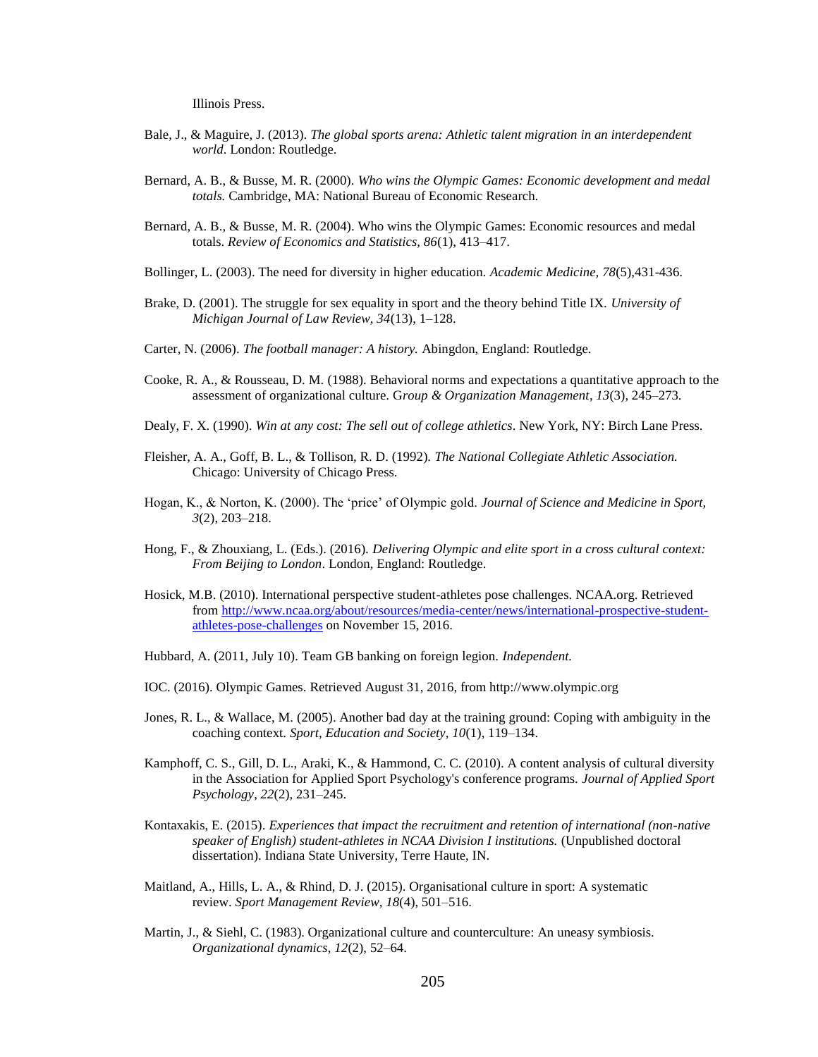Illinois Press.

Bale, J., & Maguire, J. (2013). *The global sports arena: Athletic talent migration in an interdependent world*. London: Routledge.

Bernard, A. B., & Busse, M. R. (2000). *Who wins the Olympic Games: Economic development and medal totals.* Cambridge, MA: National Bureau of Economic Research.

Bernard, A. B., & Busse, M. R. (2004). Who wins the Olympic Games: Economic resources and medal totals. *Review of Economics and Statistics, 86*(1), 413–417.

Bollinger, L. (2003). The need for diversity in higher education. *Academic Medicine, 78*(5),431-436.

Brake, D. (2001). The struggle for sex equality in sport and the theory behind Title IX. *University of Michigan Journal of Law Review, 34*(13), 1–128.

Carter, N. (2006). *The football manager: A history.* Abingdon, England: Routledge.

Cooke, R. A., & Rousseau, D. M. (1988). Behavioral norms and expectations a quantitative approach to the assessment of organizational culture. G*roup & Organization Management*, *13*(3), 245–273.

Dealy, F. X. (1990). *Win at any cost: The sell out of college athletics*. New York, NY: Birch Lane Press.

Fleisher, A. A., Goff, B. L., & Tollison, R. D. (1992). *The National Collegiate Athletic Association.* Chicago: University of Chicago Press.

Hogan, K., & Norton, K. (2000). The 'price' of Olympic gold. *Journal of Science and Medicine in Sport, 3*(2), 203–218.

Hong, F., & Zhouxiang, L. (Eds.). (2016). *Delivering Olympic and elite sport in a cross cultural context: From Beijing to London*. London, England: Routledge.

Hosick, M.B. (2010). International perspective student-athletes pose challenges. NCAA.org. Retrieved from http://www.ncaa.org/about/resources/media-center/news/international-prospective-student-athletes-pose-challenges on November 15, 2016.

Hubbard, A. (2011, July 10). Team GB banking on foreign legion. *Independent.*

IOC. (2016). Olympic Games. Retrieved August 31, 2016, from http://www.olympic.org

Jones, R. L., & Wallace, M. (2005). Another bad day at the training ground: Coping with ambiguity in the coaching context. *Sport, Education and Society, 10*(1), 119–134.

Kamphoff, C. S., Gill, D. L., Araki, K., & Hammond, C. C. (2010). A content analysis of cultural diversity in the Association for Applied Sport Psychology's conference programs. *Journal of Applied Sport Psychology*, *22*(2), 231–245.

Kontaxakis, E. (2015). *Experiences that impact the recruitment and retention of international (non-native speaker of English) student-athletes in NCAA Division I institutions.* (Unpublished doctoral dissertation). Indiana State University, Terre Haute, IN.

Maitland, A., Hills, L. A., & Rhind, D. J. (2015). Organisational culture in sport: A systematic review. *Sport Management Review*, *18*(4), 501–516.

Martin, J., & Siehl, C. (1983). Organizational culture and counterculture: An uneasy symbiosis. *Organizational dynamics*, *12*(2), 52–64.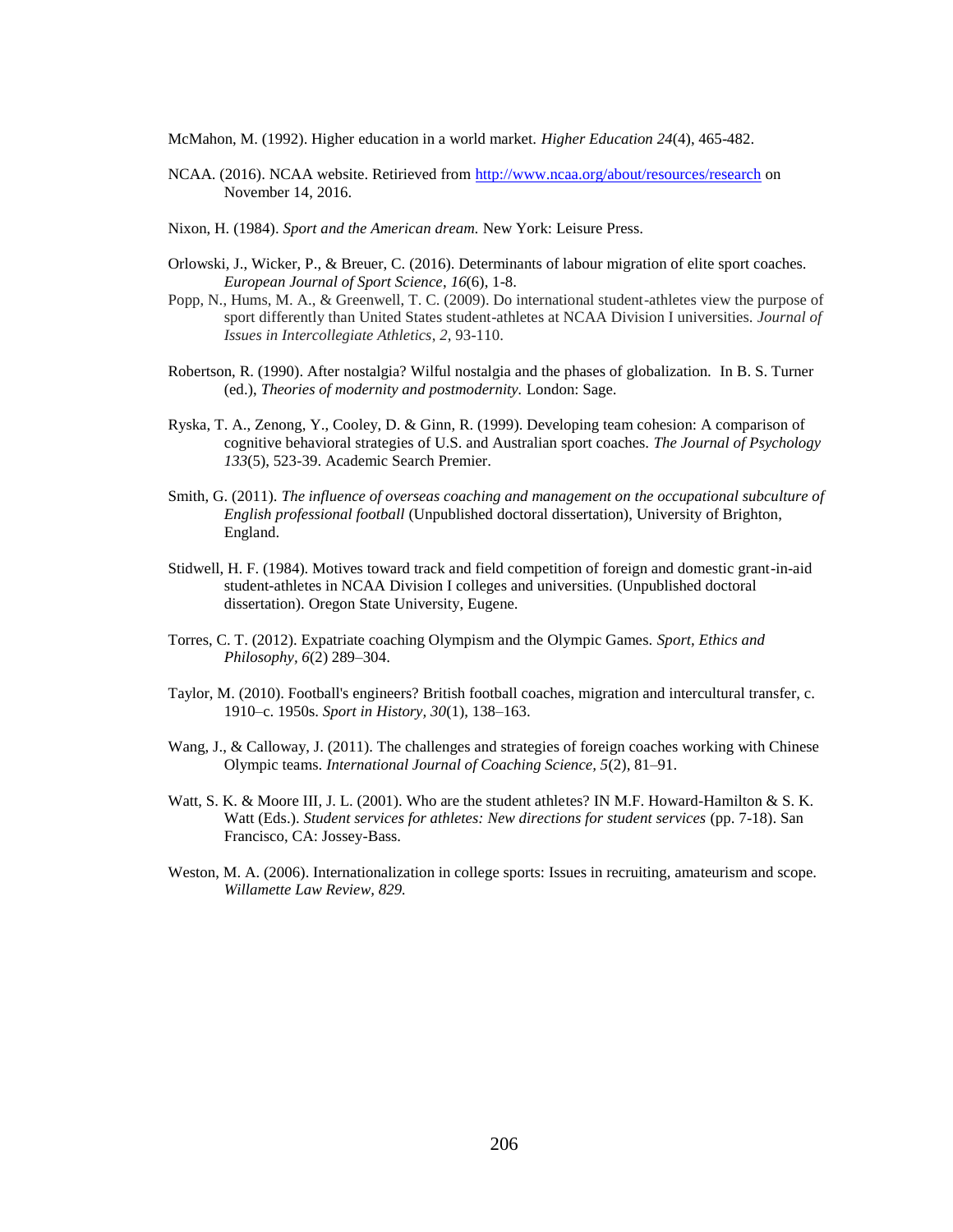McMahon, M. (1992). Higher education in a world market. *Higher Education 24*(4), 465-482.

NCAA. (2016). NCAA website. Retirieved from http://www.ncaa.org/about/resources/research on November 14, 2016.

Nixon, H. (1984). *Sport and the American dream.* New York: Leisure Press.

Orlowski, J., Wicker, P., & Breuer, C. (2016). Determinants of labour migration of elite sport coaches. *European Journal of Sport Science, 16*(6), 1-8.

Popp, N., Hums, M. A., & Greenwell, T. C. (2009). Do international student-athletes view the purpose of sport differently than United States student-athletes at NCAA Division I universities. *Journal of Issues in Intercollegiate Athletics*, *2*, 93-110.

Robertson, R. (1990). After nostalgia? Wilful nostalgia and the phases of globalization. In B. S. Turner (ed.), *Theories of modernity and postmodernity.* London: Sage.

Ryska, T. A., Zenong, Y., Cooley, D. & Ginn, R. (1999). Developing team cohesion: A comparison of cognitive behavioral strategies of U.S. and Australian sport coaches. *The Journal of Psychology 133*(5), 523-39. Academic Search Premier.

Smith, G. (2011). *The influence of overseas coaching and management on the occupational subculture of English professional football* (Unpublished doctoral dissertation), University of Brighton, England.

Stidwell, H. F. (1984). Motives toward track and field competition of foreign and domestic grant-in-aid student-athletes in NCAA Division I colleges and universities. (Unpublished doctoral dissertation). Oregon State University, Eugene.

Torres, C. T. (2012). Expatriate coaching Olympism and the Olympic Games. *Sport, Ethics and Philosophy, 6*(2) 289–304.

Taylor, M. (2010). Football's engineers? British football coaches, migration and intercultural transfer, c. 1910–c. 1950s. *Sport in History, 30*(1), 138–163.

Wang, J., & Calloway, J. (2011). The challenges and strategies of foreign coaches working with Chinese Olympic teams. *International Journal of Coaching Science, 5*(2), 81–91.

Watt, S. K. & Moore III, J. L. (2001). Who are the student athletes? IN M.F. Howard-Hamilton & S. K. Watt (Eds.). *Student services for athletes: New directions for student services* (pp. 7-18). San Francisco, CA: Jossey-Bass.

Weston, M. A. (2006). Internationalization in college sports: Issues in recruiting, amateurism and scope. *Willamette Law Review, 829.*